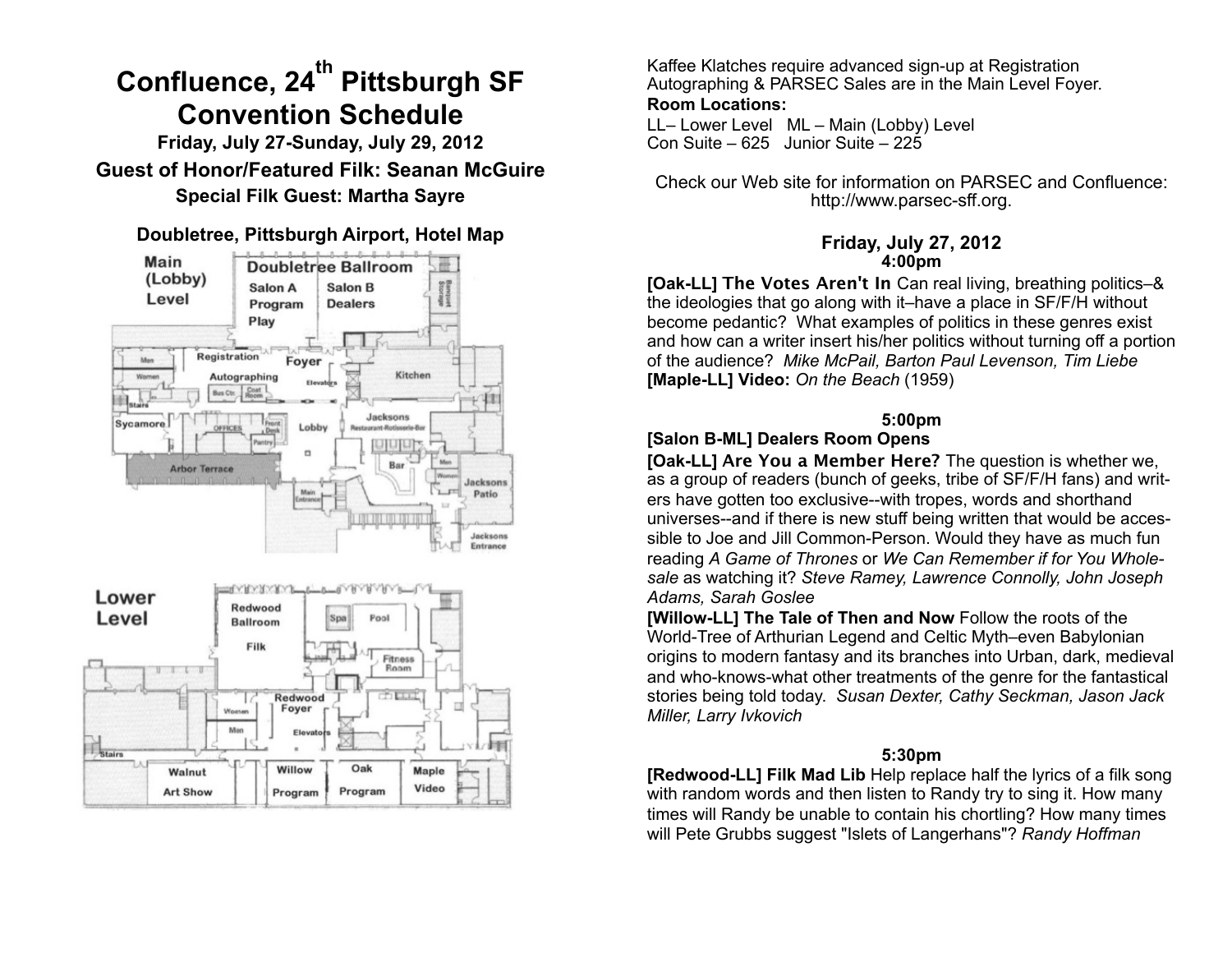# Confluence, 24th Pittsburgh SF Convention Schedule

### Friday, July 27-Sunday, July 29, 2012

### Guest of Honor/Featured Filk: Seanan McGuire

### Special Filk Guest: Martha Sayre

**Doubletree, Pittsburgh Airport, Hotel Map**

Main (Lobby) Level

Doubletree Ballroom — Salon A Program Play — Salon B Dealers — Banquet Storage — Registration — Foyer — Autographing — Bus Ctr. — Coat Room — Elevators — Kitchen — Men — Women — Stairs — Sycamore — Offices — Front Desk — Pantry — Lobby — Jacksons Restaurant-Rotisserie-Bar — Bar — Arbor Terrace — Main Entrance — Jacksons Patio — Jacksons Entrance

Lower Level

Redwood Ballroom Filk — Spa — Pool — Fitness Room — Redwood Foyer — Women — Men — Elevators — Stairs — Walnut Art Show — Willow Program — Oak Program — Maple Video

Kaffee Klatches require advanced sign-up at Registration
Autographing & PARSEC Sales are in the Main Level Foyer.

**Room Locations:**

LL– Lower Level   ML – Main (Lobby) Level
Con Suite – 625   Junior Suite – 225

Check our Web site for information on PARSEC and Confluence: http://www.parsec-sff.org.

## Friday, July 27, 2012

### 4:00pm

**[Oak-LL] The Votes Aren't In** Can real living, breathing politics–& the ideologies that go along with it–have a place in SF/F/H without become pedantic? What examples of politics in these genres exist and how can a writer insert his/her politics without turning off a portion of the audience? *Mike McPail, Barton Paul Levenson, Tim Liebe*

**[Maple-LL] Video:** *On the Beach* (1959)

### 5:00pm

**[Salon B-ML] Dealers Room Opens**

**[Oak-LL] Are You a Member Here?** The question is whether we, as a group of readers (bunch of geeks, tribe of SF/F/H fans) and writers have gotten too exclusive--with tropes, words and shorthand universes--and if there is new stuff being written that would be accessible to Joe and Jill Common-Person. Would they have as much fun reading *A Game of Thrones* or *We Can Remember if for You Wholesale* as watching it? *Steve Ramey, Lawrence Connolly, John Joseph Adams, Sarah Goslee*

**[Willow-LL] The Tale of Then and Now** Follow the roots of the World-Tree of Arthurian Legend and Celtic Myth–even Babylonian origins to modern fantasy and its branches into Urban, dark, medieval and who-knows-what other treatments of the genre for the fantastical stories being told today. *Susan Dexter, Cathy Seckman, Jason Jack Miller, Larry Ivkovich*

### 5:30pm

**[Redwood-LL] Filk Mad Lib** Help replace half the lyrics of a filk song with random words and then listen to Randy try to sing it. How many times will Randy be unable to contain his chortling? How many times will Pete Grubbs suggest "Islets of Langerhans"? *Randy Hoffman*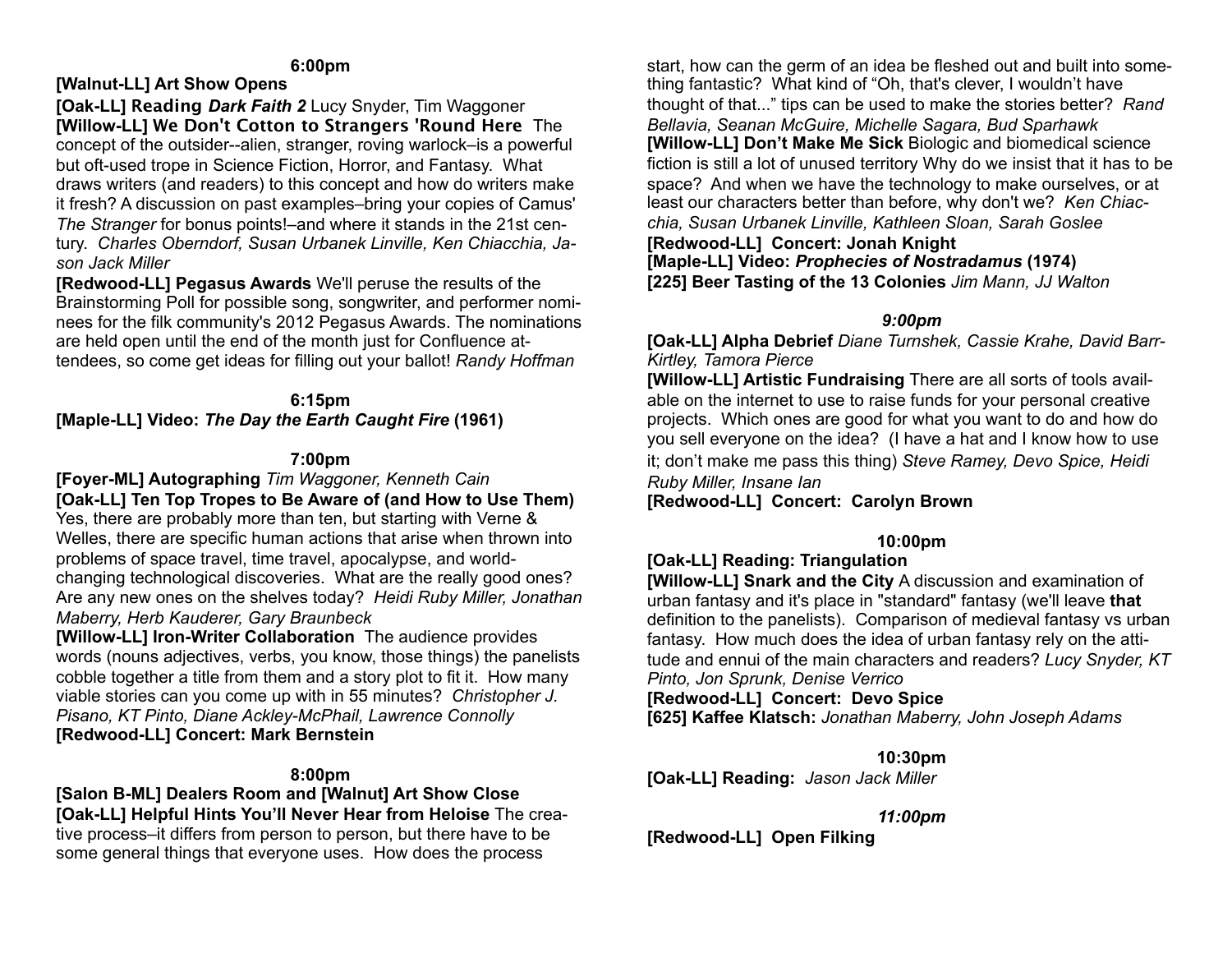**6:00pm**

**[Walnut-LL] Art Show Opens**

**[Oak-LL] Reading *Dark Faith 2*** Lucy Snyder, Tim Waggoner

**[Willow-LL] We Don't Cotton to Strangers 'Round Here** The concept of the outsider--alien, stranger, roving warlock–is a powerful but oft-used trope in Science Fiction, Horror, and Fantasy. What draws writers (and readers) to this concept and how do writers make it fresh? A discussion on past examples–bring your copies of Camus' *The Stranger* for bonus points!–and where it stands in the 21st century. *Charles Oberndorf, Susan Urbanek Linville, Ken Chiacchia, Jason Jack Miller*

**[Redwood-LL] Pegasus Awards** We'll peruse the results of the Brainstorming Poll for possible song, songwriter, and performer nominees for the filk community's 2012 Pegasus Awards. The nominations are held open until the end of the month just for Confluence attendees, so come get ideas for filling out your ballot! *Randy Hoffman*

**6:15pm**

**[Maple-LL] Video: *The Day the Earth Caught Fire* (1961)**

**7:00pm**

**[Foyer-ML] Autographing** *Tim Waggoner, Kenneth Cain*

**[Oak-LL] Ten Top Tropes to Be Aware of (and How to Use Them)** Yes, there are probably more than ten, but starting with Verne & Welles, there are specific human actions that arise when thrown into problems of space travel, time travel, apocalypse, and world-changing technological discoveries. What are the really good ones? Are any new ones on the shelves today? *Heidi Ruby Miller, Jonathan Maberry, Herb Kauderer, Gary Braunbeck*

**[Willow-LL] Iron-Writer Collaboration** The audience provides words (nouns adjectives, verbs, you know, those things) the panelists cobble together a title from them and a story plot to fit it. How many viable stories can you come up with in 55 minutes? *Christopher J. Pisano, KT Pinto, Diane Ackley-McPhail, Lawrence Connolly*

**[Redwood-LL] Concert: Mark Bernstein**

**8:00pm**

**[Salon B-ML] Dealers Room and [Walnut] Art Show Close**

**[Oak-LL] Helpful Hints You'll Never Hear from Heloise** The creative process–it differs from person to person, but there have to be some general things that everyone uses. How does the process start, how can the germ of an idea be fleshed out and built into something fantastic? What kind of "Oh, that's clever, I wouldn't have thought of that..." tips can be used to make the stories better? *Rand Bellavia, Seanan McGuire, Michelle Sagara, Bud Sparhawk*

**[Willow-LL] Don't Make Me Sick** Biologic and biomedical science fiction is still a lot of unused territory Why do we insist that it has to be space? And when we have the technology to make ourselves, or at least our characters better than before, why don't we? *Ken Chiacchia, Susan Urbanek Linville, Kathleen Sloan, Sarah Goslee*

**[Redwood-LL] Concert: Jonah Knight**

**[Maple-LL] Video: *Prophecies of Nostradamus* (1974)**

**[225] Beer Tasting of the 13 Colonies** *Jim Mann, JJ Walton*

***9:00pm***

**[Oak-LL] Alpha Debrief** *Diane Turnshek, Cassie Krahe, David Barr-Kirtley, Tamora Pierce*

**[Willow-LL] Artistic Fundraising** There are all sorts of tools available on the internet to use to raise funds for your personal creative projects. Which ones are good for what you want to do and how do you sell everyone on the idea? (I have a hat and I know how to use it; don't make me pass this thing) *Steve Ramey, Devo Spice, Heidi Ruby Miller, Insane Ian*

**[Redwood-LL] Concert: Carolyn Brown**

**10:00pm**

**[Oak-LL] Reading: Triangulation**

**[Willow-LL] Snark and the City** A discussion and examination of urban fantasy and it's place in "standard" fantasy (we'll leave **that** definition to the panelists). Comparison of medieval fantasy vs urban fantasy. How much does the idea of urban fantasy rely on the attitude and ennui of the main characters and readers? *Lucy Snyder, KT Pinto, Jon Sprunk, Denise Verrico*

**[Redwood-LL] Concert: Devo Spice**

**[625] Kaffee Klatsch:** *Jonathan Maberry, John Joseph Adams*

**10:30pm**

**[Oak-LL] Reading:** *Jason Jack Miller*

***11:00pm***

**[Redwood-LL] Open Filking**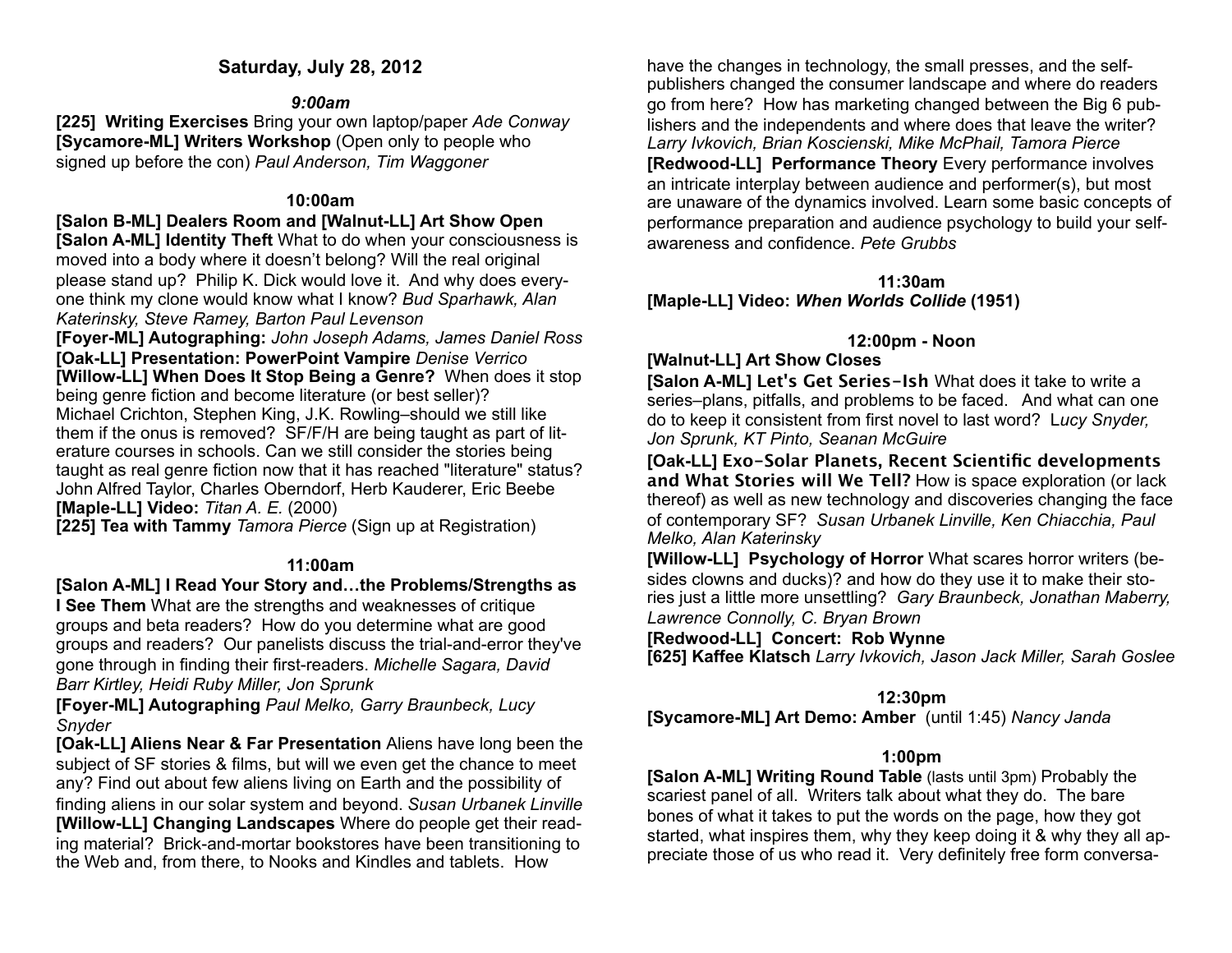## Saturday, July 28, 2012

### *9:00am*

**[225] Writing Exercises** Bring your own laptop/paper *Ade Conway*
**[Sycamore-ML] Writers Workshop** (Open only to people who signed up before the con) *Paul Anderson, Tim Waggoner*

### 10:00am

**[Salon B-ML] Dealers Room and [Walnut-LL] Art Show Open**
**[Salon A-ML] Identity Theft** What to do when your consciousness is moved into a body where it doesn't belong? Will the real original please stand up? Philip K. Dick would love it. And why does everyone think my clone would know what I know? *Bud Sparhawk, Alan Katerinsky, Steve Ramey, Barton Paul Levenson*
**[Foyer-ML] Autographing:** *John Joseph Adams, James Daniel Ross*
**[Oak-LL] Presentation: PowerPoint Vampire** *Denise Verrico*
**[Willow-LL] When Does It Stop Being a Genre?** When does it stop being genre fiction and become literature (or best seller)? Michael Crichton, Stephen King, J.K. Rowling–should we still like them if the onus is removed? SF/F/H are being taught as part of literature courses in schools. Can we still consider the stories being taught as real genre fiction now that it has reached "literature" status? John Alfred Taylor, Charles Oberndorf, Herb Kauderer, Eric Beebe
**[Maple-LL] Video:** *Titan A. E.* (2000)
**[225] Tea with Tammy** *Tamora Pierce* (Sign up at Registration)

### 11:00am

**[Salon A-ML] I Read Your Story and…the Problems/Strengths as I See Them** What are the strengths and weaknesses of critique groups and beta readers? How do you determine what are good groups and readers? Our panelists discuss the trial-and-error they've gone through in finding their first-readers. *Michelle Sagara, David Barr Kirtley, Heidi Ruby Miller, Jon Sprunk*
**[Foyer-ML] Autographing** *Paul Melko, Garry Braunbeck, Lucy Snyder*
**[Oak-LL] Aliens Near & Far Presentation** Aliens have long been the subject of SF stories & films, but will we even get the chance to meet any? Find out about few aliens living on Earth and the possibility of finding aliens in our solar system and beyond. *Susan Urbanek Linville*
**[Willow-LL] Changing Landscapes** Where do people get their reading material? Brick-and-mortar bookstores have been transitioning to the Web and, from there, to Nooks and Kindles and tablets. How have the changes in technology, the small presses, and the self-publishers changed the consumer landscape and where do readers go from here? How has marketing changed between the Big 6 publishers and the independents and where does that leave the writer? *Larry Ivkovich, Brian Koscienski, Mike McPhail, Tamora Pierce*
**[Redwood-LL] Performance Theory** Every performance involves an intricate interplay between audience and performer(s), but most are unaware of the dynamics involved. Learn some basic concepts of performance preparation and audience psychology to build your self-awareness and confidence. *Pete Grubbs*

### 11:30am

**[Maple-LL] Video: *When Worlds Collide* (1951)**

### 12:00pm - Noon

**[Walnut-LL] Art Show Closes**
**[Salon A-ML] Let's Get Series-Ish** What does it take to write a series–plans, pitfalls, and problems to be faced. And what can one do to keep it consistent from first novel to last word? *Lucy Snyder, Jon Sprunk, KT Pinto, Seanan McGuire*
**[Oak-LL] Exo-Solar Planets, Recent Scientific developments and What Stories will We Tell?** How is space exploration (or lack thereof) as well as new technology and discoveries changing the face of contemporary SF? *Susan Urbanek Linville, Ken Chiacchia, Paul Melko, Alan Katerinsky*
**[Willow-LL] Psychology of Horror** What scares horror writers (besides clowns and ducks)? and how do they use it to make their stories just a little more unsettling? *Gary Braunbeck, Jonathan Maberry, Lawrence Connolly, C. Bryan Brown*
**[Redwood-LL] Concert: Rob Wynne**
**[625] Kaffee Klatsch** *Larry Ivkovich, Jason Jack Miller, Sarah Goslee*

### 12:30pm

**[Sycamore-ML] Art Demo: Amber** (until 1:45) *Nancy Janda*

### 1:00pm

**[Salon A-ML] Writing Round Table** (lasts until 3pm) Probably the scariest panel of all. Writers talk about what they do. The bare bones of what it takes to put the words on the page, how they got started, what inspires them, why they keep doing it & why they all appreciate those of us who read it. Very definitely free form conversa-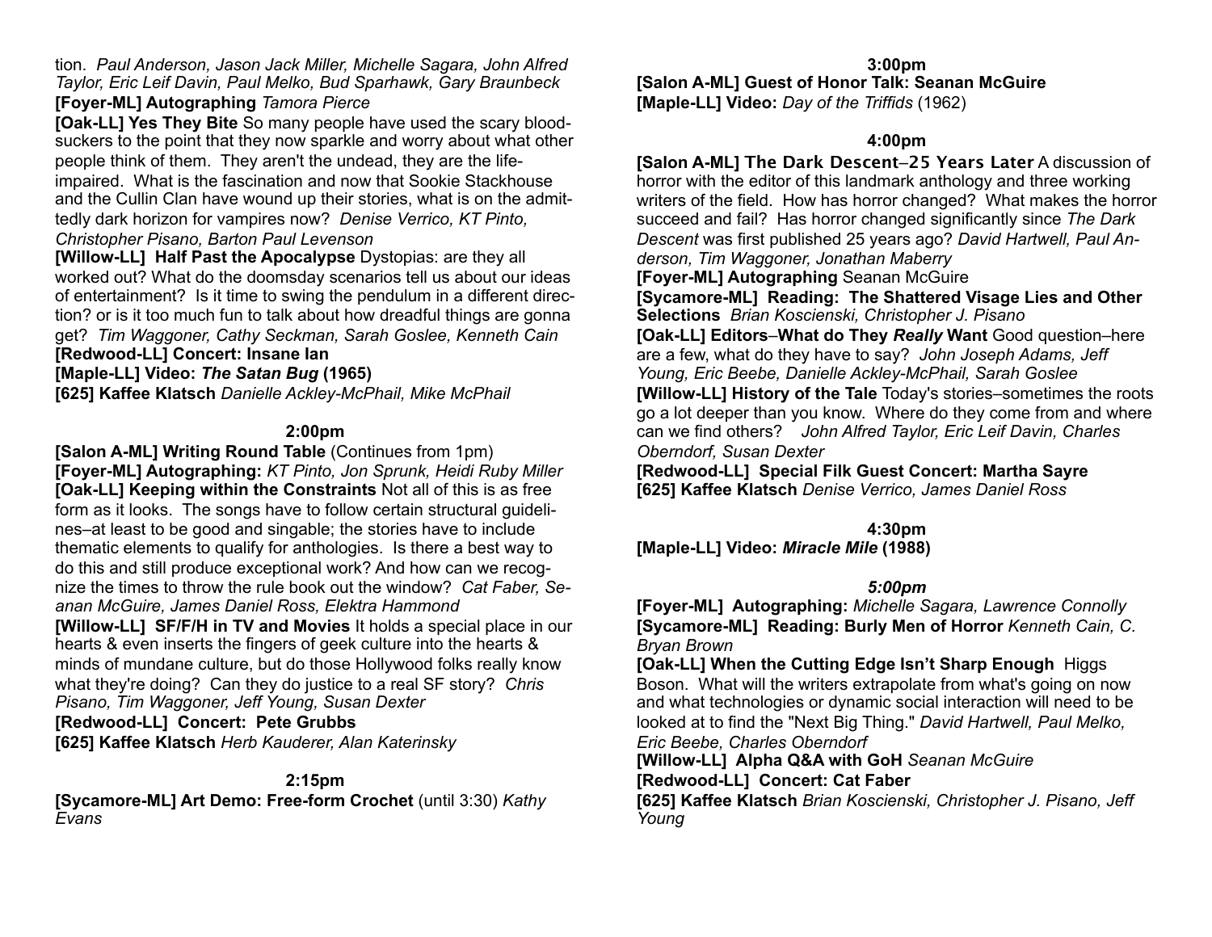tion. *Paul Anderson, Jason Jack Miller, Michelle Sagara, John Alfred Taylor, Eric Leif Davin, Paul Melko, Bud Sparhawk, Gary Braunbeck*

**[Foyer-ML] Autographing** *Tamora Pierce*

**[Oak-LL] Yes They Bite** So many people have used the scary blood-suckers to the point that they now sparkle and worry about what other people think of them. They aren't the undead, they are the life-impaired. What is the fascination and now that Sookie Stackhouse and the Cullin Clan have wound up their stories, what is on the admittedly dark horizon for vampires now? *Denise Verrico, KT Pinto, Christopher Pisano, Barton Paul Levenson*

**[Willow-LL] Half Past the Apocalypse** Dystopias: are they all worked out? What do the doomsday scenarios tell us about our ideas of entertainment? Is it time to swing the pendulum in a different direction? or is it too much fun to talk about how dreadful things are gonna get? *Tim Waggoner, Cathy Seckman, Sarah Goslee, Kenneth Cain*

**[Redwood-LL] Concert: Insane Ian**

**[Maple-LL] Video: *The Satan Bug* (1965)**

**[625] Kaffee Klatsch** *Danielle Ackley-McPhail, Mike McPhail*

### 2:00pm

**[Salon A-ML] Writing Round Table** (Continues from 1pm)

**[Foyer-ML] Autographing:** *KT Pinto, Jon Sprunk, Heidi Ruby Miller*

**[Oak-LL] Keeping within the Constraints** Not all of this is as free form as it looks. The songs have to follow certain structural guidelines–at least to be good and singable; the stories have to include thematic elements to qualify for anthologies. Is there a best way to do this and still produce exceptional work? And how can we recognize the times to throw the rule book out the window? *Cat Faber, Seanan McGuire, James Daniel Ross, Elektra Hammond*

**[Willow-LL] SF/F/H in TV and Movies** It holds a special place in our hearts & even inserts the fingers of geek culture into the hearts & minds of mundane culture, but do those Hollywood folks really know what they're doing? Can they do justice to a real SF story? *Chris Pisano, Tim Waggoner, Jeff Young, Susan Dexter*

**[Redwood-LL] Concert: Pete Grubbs**

**[625] Kaffee Klatsch** *Herb Kauderer, Alan Katerinsky*

### 2:15pm

**[Sycamore-ML] Art Demo: Free-form Crochet** (until 3:30) *Kathy Evans*

### 3:00pm

**[Salon A-ML] Guest of Honor Talk: Seanan McGuire**

**[Maple-LL] Video:** *Day of the Triffids* (1962)

### 4:00pm

**[Salon A-ML] The Dark Descent–25 Years Later** A discussion of horror with the editor of this landmark anthology and three working writers of the field. How has horror changed? What makes the horror succeed and fail? Has horror changed significantly since *The Dark Descent* was first published 25 years ago? *David Hartwell, Paul Anderson, Tim Waggoner, Jonathan Maberry*

**[Foyer-ML] Autographing** Seanan McGuire

**[Sycamore-ML] Reading: The Shattered Visage Lies and Other Selections** *Brian Koscienski, Christopher J. Pisano*

**[Oak-LL] Editors–What do They *Really* Want** Good question–here are a few, what do they have to say? *John Joseph Adams, Jeff Young, Eric Beebe, Danielle Ackley-McPhail, Sarah Goslee*

**[Willow-LL] History of the Tale** Today's stories–sometimes the roots go a lot deeper than you know. Where do they come from and where can we find others? *John Alfred Taylor, Eric Leif Davin, Charles Oberndorf, Susan Dexter*

**[Redwood-LL] Special Filk Guest Concert: Martha Sayre**

**[625] Kaffee Klatsch** *Denise Verrico, James Daniel Ross*

### 4:30pm

**[Maple-LL] Video: *Miracle Mile* (1988)**

### *5:00pm*

**[Foyer-ML] Autographing:** *Michelle Sagara, Lawrence Connolly*

**[Sycamore-ML] Reading: Burly Men of Horror** *Kenneth Cain, C. Bryan Brown*

**[Oak-LL] When the Cutting Edge Isn't Sharp Enough** Higgs Boson. What will the writers extrapolate from what's going on now and what technologies or dynamic social interaction will need to be looked at to find the "Next Big Thing." *David Hartwell, Paul Melko, Eric Beebe, Charles Oberndorf*

**[Willow-LL] Alpha Q&A with GoH** *Seanan McGuire*

**[Redwood-LL] Concert: Cat Faber**

**[625] Kaffee Klatsch** *Brian Koscienski, Christopher J. Pisano, Jeff Young*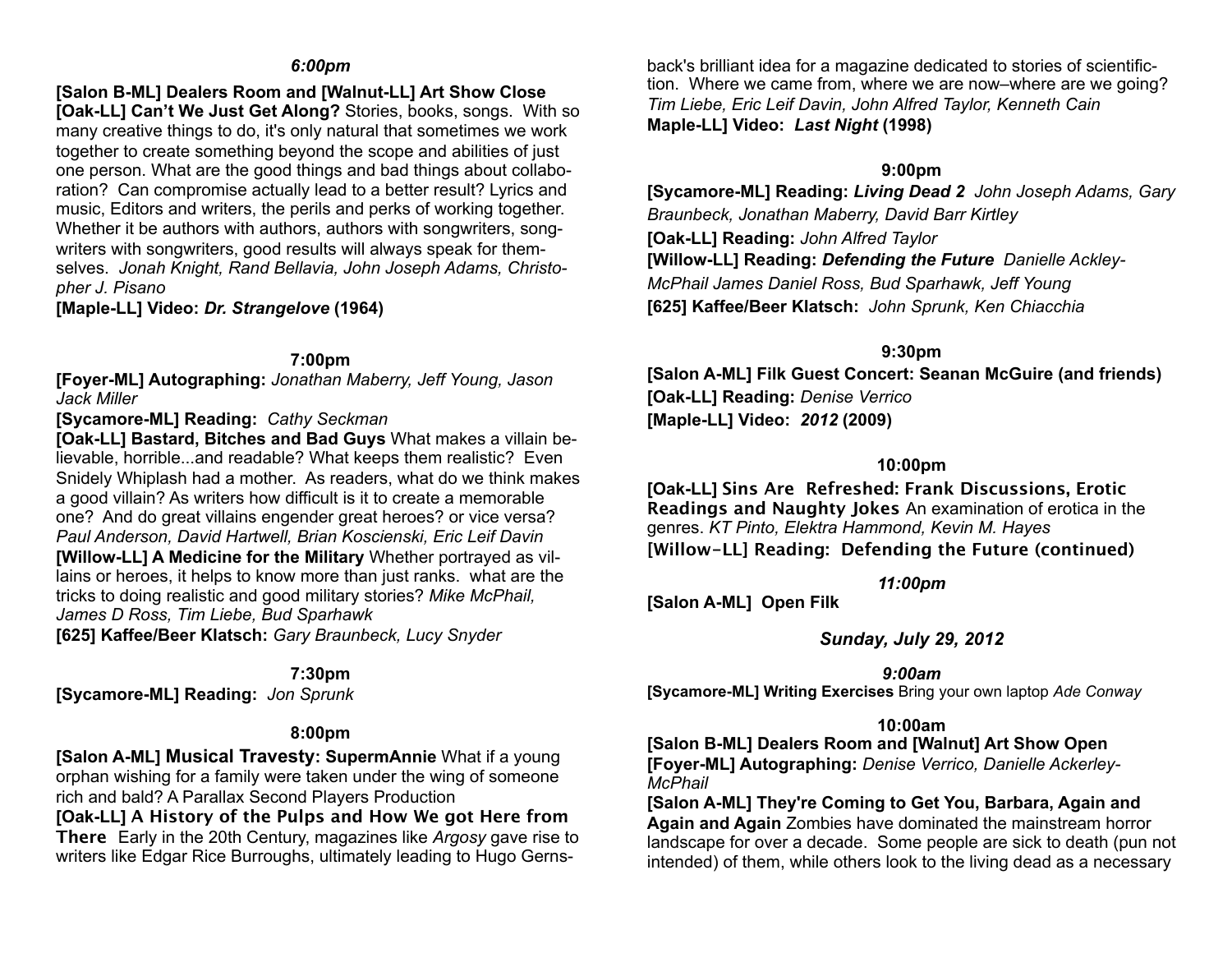### *6:00pm*

**[Salon B-ML] Dealers Room and [Walnut-LL] Art Show Close**

**[Oak-LL] Can't We Just Get Along?** Stories, books, songs. With so many creative things to do, it's only natural that sometimes we work together to create something beyond the scope and abilities of just one person. What are the good things and bad things about collaboration? Can compromise actually lead to a better result? Lyrics and music, Editors and writers, the perils and perks of working together. Whether it be authors with authors, authors with songwriters, songwriters with songwriters, good results will always speak for themselves. *Jonah Knight, Rand Bellavia, John Joseph Adams, Christopher J. Pisano*

**[Maple-LL] Video: *Dr. Strangelove* (1964)**

### 7:00pm

**[Foyer-ML] Autographing:** *Jonathan Maberry, Jeff Young, Jason Jack Miller*

**[Sycamore-ML] Reading:** *Cathy Seckman*

**[Oak-LL] Bastard, Bitches and Bad Guys** What makes a villain believable, horrible...and readable? What keeps them realistic? Even Snidely Whiplash had a mother. As readers, what do we think makes a good villain? As writers how difficult is it to create a memorable one? And do great villains engender great heroes? or vice versa? *Paul Anderson, David Hartwell, Brian Koscienski, Eric Leif Davin*

**[Willow-LL] A Medicine for the Military** Whether portrayed as villains or heroes, it helps to know more than just ranks. what are the tricks to doing realistic and good military stories? *Mike McPhail, James D Ross, Tim Liebe, Bud Sparhawk*

**[625] Kaffee/Beer Klatsch:** *Gary Braunbeck, Lucy Snyder*

### 7:30pm

**[Sycamore-ML] Reading:** *Jon Sprunk*

### 8:00pm

**[Salon A-ML] Musical Travesty: SupermAnnie** What if a young orphan wishing for a family were taken under the wing of someone rich and bald? A Parallax Second Players Production

**[Oak-LL] A History of the Pulps and How We got Here from There** Early in the 20th Century, magazines like *Argosy* gave rise to writers like Edgar Rice Burroughs, ultimately leading to Hugo Gernsback's brilliant idea for a magazine dedicated to stories of scientifiction. Where we came from, where we are now–where are we going? *Tim Liebe, Eric Leif Davin, John Alfred Taylor, Kenneth Cain*

**Maple-LL] Video: *Last Night* (1998)**

### 9:00pm

**[Sycamore-ML] Reading: *Living Dead 2*** *John Joseph Adams, Gary Braunbeck, Jonathan Maberry, David Barr Kirtley*

**[Oak-LL] Reading:** *John Alfred Taylor*

**[Willow-LL] Reading: *Defending the Future*** *Danielle Ackley-McPhail James Daniel Ross, Bud Sparhawk, Jeff Young*

**[625] Kaffee/Beer Klatsch:** *John Sprunk, Ken Chiacchia*

### 9:30pm

**[Salon A-ML] Filk Guest Concert: Seanan McGuire (and friends)**

**[Oak-LL] Reading:** *Denise Verrico*

**[Maple-LL] Video: *2012* (2009)**

### 10:00pm

**[Oak-LL] Sins Are Refreshed: Frank Discussions, Erotic Readings and Naughty Jokes** An examination of erotica in the genres. *KT Pinto, Elektra Hammond, Kevin M. Hayes*

**[Willow-LL] Reading: Defending the Future (continued)**

### *11:00pm*

**[Salon A-ML] Open Filk**

## *Sunday, July 29, 2012*

### *9:00am*

**[Sycamore-ML] Writing Exercises** Bring your own laptop *Ade Conway*

### 10:00am

**[Salon B-ML] Dealers Room and [Walnut] Art Show Open**

**[Foyer-ML] Autographing:** *Denise Verrico, Danielle Ackerley-McPhail*

**[Salon A-ML] They're Coming to Get You, Barbara, Again and Again and Again** Zombies have dominated the mainstream horror landscape for over a decade. Some people are sick to death (pun not intended) of them, while others look to the living dead as a necessary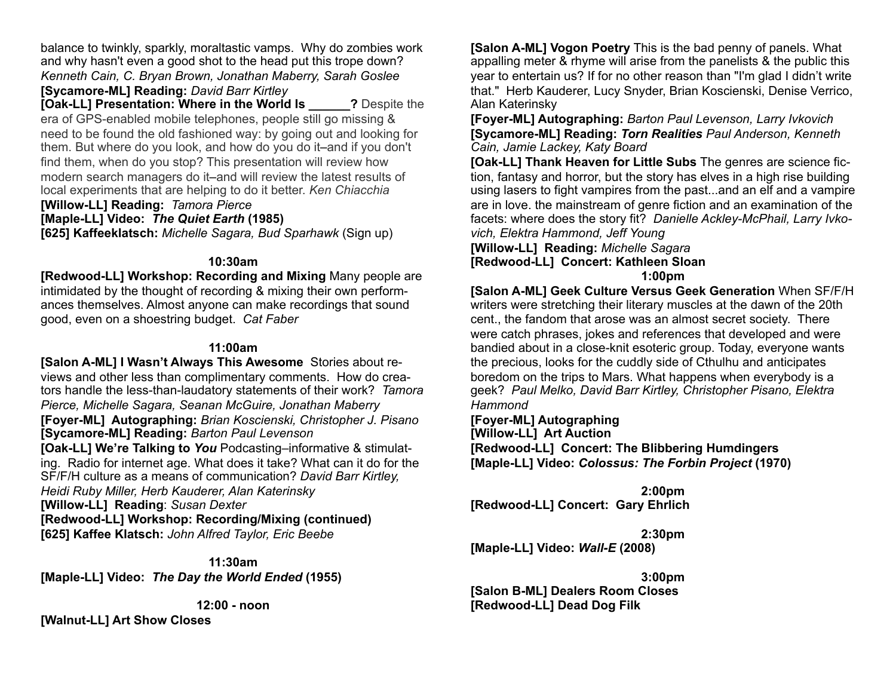balance to twinkly, sparkly, moraltastic vamps. Why do zombies work and why hasn't even a good shot to the head put this trope down? *Kenneth Cain, C. Bryan Brown, Jonathan Maberry, Sarah Goslee*

**[Sycamore-ML] Reading:** *David Barr Kirtley*

**[Oak-LL] Presentation: Where in the World Is ______?** Despite the era of GPS-enabled mobile telephones, people still go missing & need to be found the old fashioned way: by going out and looking for them. But where do you look, and how do you do it–and if you don't find them, when do you stop? This presentation will review how modern search managers do it–and will review the latest results of local experiments that are helping to do it better. *Ken Chiacchia*

**[Willow-LL] Reading:** *Tamora Pierce*

**[Maple-LL] Video: *The Quiet Earth* (1985)**

**[625] Kaffeeklatsch:** *Michelle Sagara, Bud Sparhawk* (Sign up)

**10:30am**

**[Redwood-LL] Workshop: Recording and Mixing** Many people are intimidated by the thought of recording & mixing their own performances themselves. Almost anyone can make recordings that sound good, even on a shoestring budget. *Cat Faber*

**11:00am**

**[Salon A-ML] I Wasn't Always This Awesome** Stories about reviews and other less than complimentary comments. How do creators handle the less-than-laudatory statements of their work? *Tamora Pierce, Michelle Sagara, Seanan McGuire, Jonathan Maberry*

**[Foyer-ML] Autographing:** *Brian Koscienski, Christopher J. Pisano*

**[Sycamore-ML] Reading:** *Barton Paul Levenson*

**[Oak-LL] We're Talking to *You*** Podcasting–informative & stimulating. Radio for internet age. What does it take? What can it do for the SF/F/H culture as a means of communication? *David Barr Kirtley, Heidi Ruby Miller, Herb Kauderer, Alan Katerinsky*

**[Willow-LL] Reading**: *Susan Dexter*

**[Redwood-LL] Workshop: Recording/Mixing (continued)**

**[625] Kaffee Klatsch:** *John Alfred Taylor, Eric Beebe*

**11:30am**

**[Maple-LL] Video: *The Day the World Ended* (1955)**

**12:00 - noon**

**[Walnut-LL] Art Show Closes**

**[Salon A-ML] Vogon Poetry** This is the bad penny of panels. What appalling meter & rhyme will arise from the panelists & the public this year to entertain us? If for no other reason than "I'm glad I didn't write that." Herb Kauderer, Lucy Snyder, Brian Koscienski, Denise Verrico, Alan Katerinsky

**[Foyer-ML] Autographing:** *Barton Paul Levenson, Larry Ivkovich*

**[Sycamore-ML] Reading: *Torn Realities*** *Paul Anderson, Kenneth Cain, Jamie Lackey, Katy Board*

**[Oak-LL] Thank Heaven for Little Subs** The genres are science fiction, fantasy and horror, but the story has elves in a high rise building using lasers to fight vampires from the past...and an elf and a vampire are in love. the mainstream of genre fiction and an examination of the facets: where does the story fit? *Danielle Ackley-McPhail, Larry Ivkovich, Elektra Hammond, Jeff Young*

**[Willow-LL] Reading:** *Michelle Sagara*

**[Redwood-LL] Concert: Kathleen Sloan**

**1:00pm**

**[Salon A-ML] Geek Culture Versus Geek Generation** When SF/F/H writers were stretching their literary muscles at the dawn of the 20th cent., the fandom that arose was an almost secret society. There were catch phrases, jokes and references that developed and were bandied about in a close-knit esoteric group. Today, everyone wants the precious, looks for the cuddly side of Cthulhu and anticipates boredom on the trips to Mars. What happens when everybody is a geek? *Paul Melko, David Barr Kirtley, Christopher Pisano, Elektra Hammond*

**[Foyer-ML] Autographing**

**[Willow-LL] Art Auction**

**[Redwood-LL] Concert: The Blibbering Humdingers**

**[Maple-LL] Video: *Colossus: The Forbin Project* (1970)**

**2:00pm**

**[Redwood-LL] Concert: Gary Ehrlich**

**2:30pm**

**[Maple-LL] Video: *Wall-E* (2008)**

**3:00pm**

**[Salon B-ML] Dealers Room Closes**

**[Redwood-LL] Dead Dog Filk**